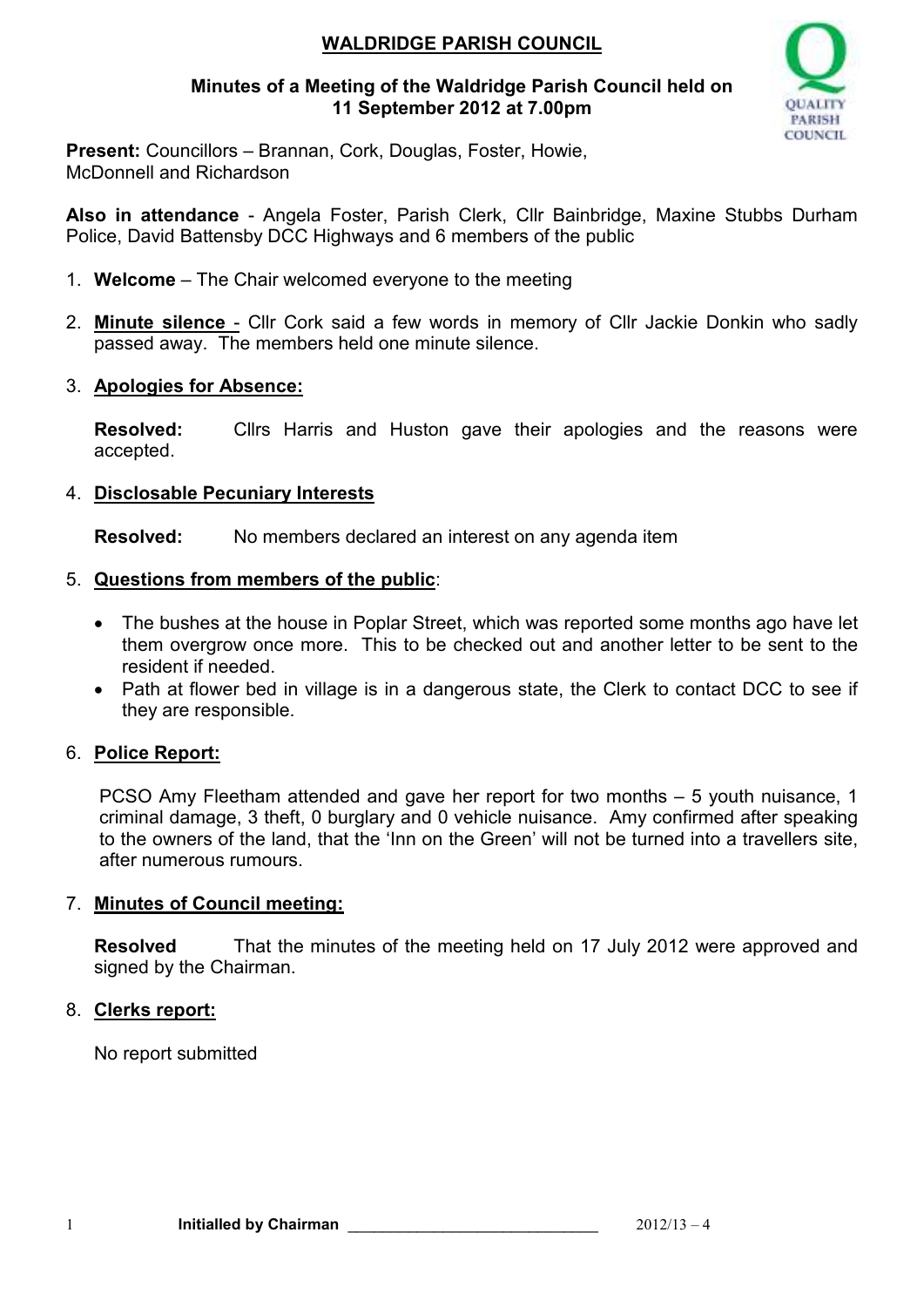# WALDRIDGE PARISH COUNCIL

**Minutes of a Meeting of the Waldridge Parish Council held on 11 September 2012 at 7.00pm**

**Present:** Councillors – Brannan, Cork, Douglas, Foster, Howie, McDonnell and Richardson

**Also in attendance** - Angela Foster, Parish Clerk, Cllr Bainbridge, Maxine Stubbs Durham Police, David Battensby DCC Highways and 6 members of the public

1. **Welcome** – The Chair welcomed everyone to the meeting

2. **Minute silence** - Cllr Cork said a few words in memory of Cllr Jackie Donkin who sadly passed away. The members held one minute silence.

3. **Apologies for Absence:**

   **Resolved:** Cllrs Harris and Huston gave their apologies and the reasons were accepted.

4. **Disclosable Pecuniary Interests**

   **Resolved:** No members declared an interest on any agenda item

5. **Questions from members of the public**:

   - The bushes at the house in Poplar Street, which was reported some months ago have let them overgrow once more. This to be checked out and another letter to be sent to the resident if needed.
   - Path at flower bed in village is in a dangerous state, the Clerk to contact DCC to see if they are responsible.

6. **Police Report:**

   PCSO Amy Fleetham attended and gave her report for two months – 5 youth nuisance, 1 criminal damage, 3 theft, 0 burglary and 0 vehicle nuisance. Amy confirmed after speaking to the owners of the land, that the 'Inn on the Green' will not be turned into a travellers site, after numerous rumours.

7. **Minutes of Council meeting:**

   **Resolved** That the minutes of the meeting held on 17 July 2012 were approved and signed by the Chairman.

8. **Clerks report:**

   No report submitted

**Initialled by Chairman** ____________________________ 2012/13 – 4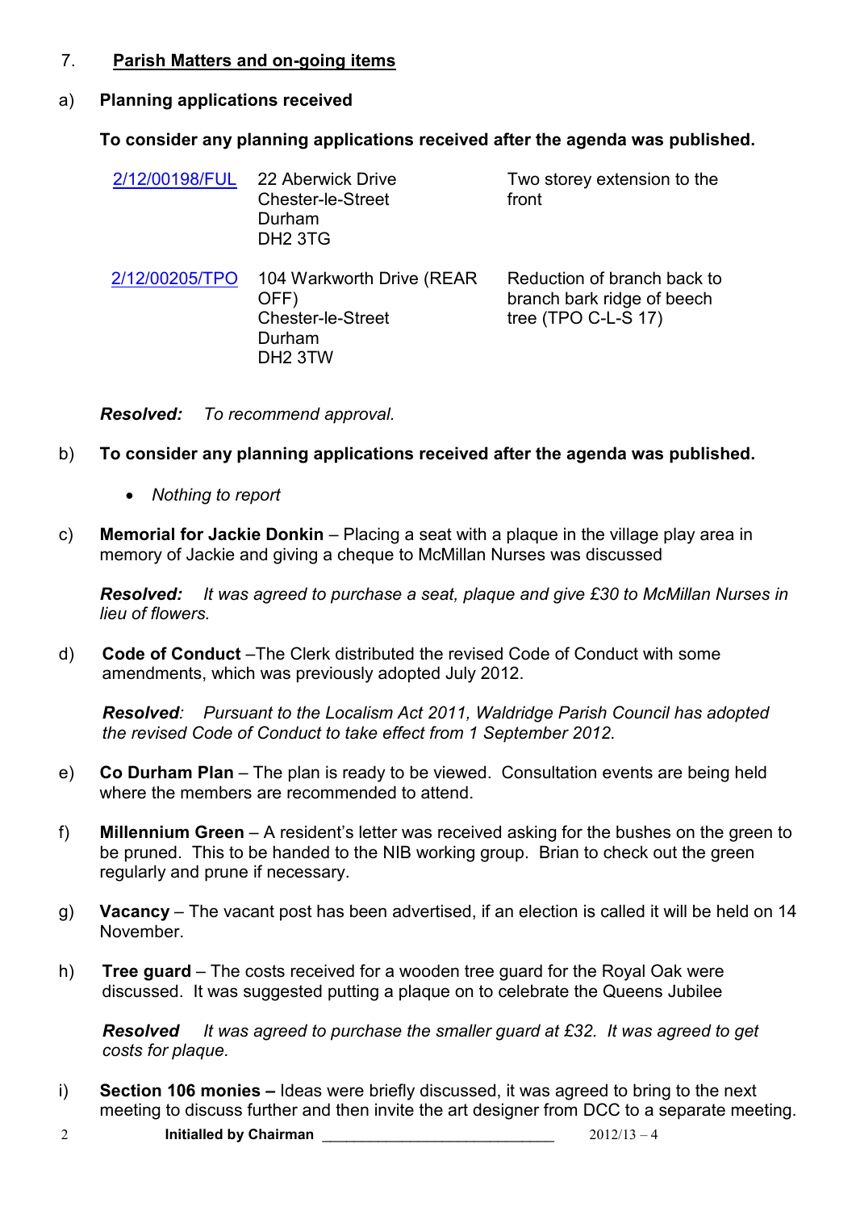## 7. Parish Matters and on-going items

a) **Planning applications received**

**To consider any planning applications received after the agenda was published.**

| | | |
|---|---|---|
| 2/12/00198/FUL | 22 Aberwick Drive Chester-le-Street Durham DH2 3TG | Two storey extension to the front |
| 2/12/00205/TPO | 104 Warkworth Drive (REAR OFF) Chester-le-Street Durham DH2 3TW | Reduction of branch back to branch bark ridge of beech tree (TPO C-L-S 17) |

***Resolved:*** *To recommend approval.*

b) **To consider any planning applications received after the agenda was published.**

- *Nothing to report*

c) **Memorial for Jackie Donkin** – Placing a seat with a plaque in the village play area in memory of Jackie and giving a cheque to McMillan Nurses was discussed

***Resolved:*** *It was agreed to purchase a seat, plaque and give £30 to McMillan Nurses in lieu of flowers.*

d) **Code of Conduct** –The Clerk distributed the revised Code of Conduct with some amendments, which was previously adopted July 2012.

***Resolved****:* *Pursuant to the Localism Act 2011, Waldridge Parish Council has adopted the revised Code of Conduct to take effect from 1 September 2012.*

e) **Co Durham Plan** – The plan is ready to be viewed. Consultation events are being held where the members are recommended to attend.

f) **Millennium Green** – A resident's letter was received asking for the bushes on the green to be pruned. This to be handed to the NIB working group. Brian to check out the green regularly and prune if necessary.

g) **Vacancy** – The vacant post has been advertised, if an election is called it will be held on 14 November.

h) **Tree guard** – The costs received for a wooden tree guard for the Royal Oak were discussed. It was suggested putting a plaque on to celebrate the Queens Jubilee

***Resolved*** *It was agreed to purchase the smaller guard at £32. It was agreed to get costs for plaque.*

i) **Section 106 monies –** Ideas were briefly discussed, it was agreed to bring to the next meeting to discuss further and then invite the art designer from DCC to a separate meeting.

**Initialled by Chairman** ____________________________ 2012/13 – 4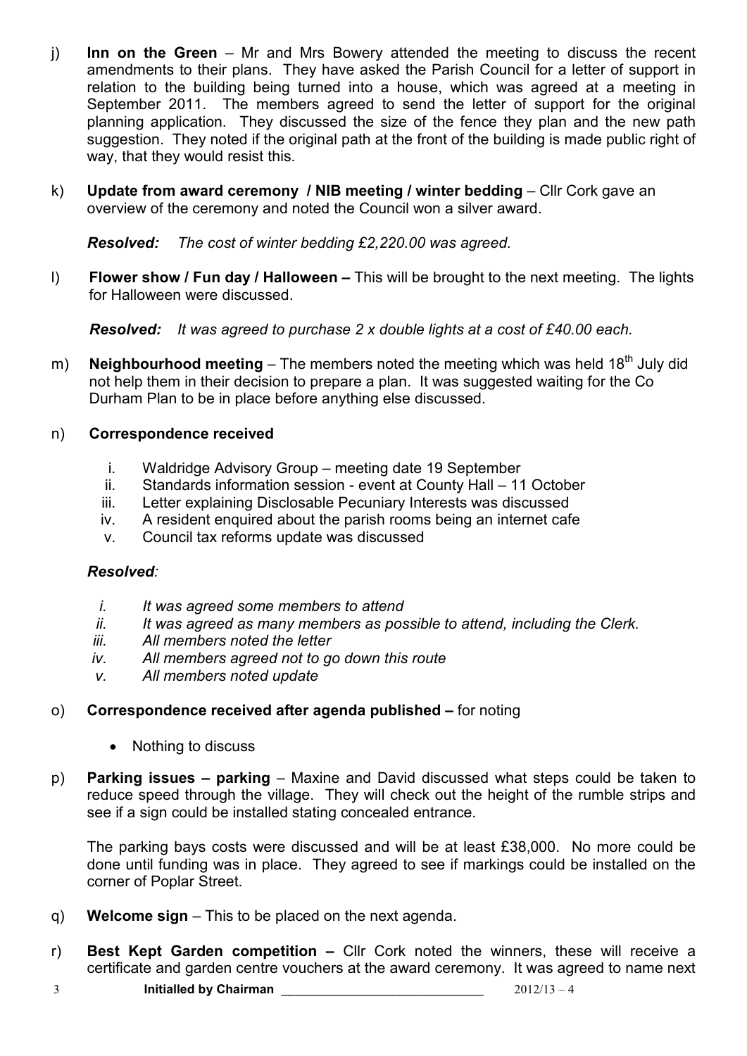j) **Inn on the Green** – Mr and Mrs Bowery attended the meeting to discuss the recent amendments to their plans. They have asked the Parish Council for a letter of support in relation to the building being turned into a house, which was agreed at a meeting in September 2011. The members agreed to send the letter of support for the original planning application. They discussed the size of the fence they plan and the new path suggestion. They noted if the original path at the front of the building is made public right of way, that they would resist this.

k) **Update from award ceremony / NIB meeting / winter bedding** – Cllr Cork gave an overview of the ceremony and noted the Council won a silver award.

   ***Resolved:*** *The cost of winter bedding £2,220.00 was agreed.*

l) **Flower show / Fun day / Halloween –** This will be brought to the next meeting. The lights for Halloween were discussed.

   ***Resolved:*** *It was agreed to purchase 2 x double lights at a cost of £40.00 each.*

m) **Neighbourhood meeting** – The members noted the meeting which was held 18th July did not help them in their decision to prepare a plan. It was suggested waiting for the Co Durham Plan to be in place before anything else discussed.

n) **Correspondence received**

   i. Waldridge Advisory Group – meeting date 19 September
   ii. Standards information session - event at County Hall – 11 October
   iii. Letter explaining Disclosable Pecuniary Interests was discussed
   iv. A resident enquired about the parish rooms being an internet cafe
   v. Council tax reforms update was discussed

   ***Resolved****:*

   *i. It was agreed some members to attend*
   *ii. It was agreed as many members as possible to attend, including the Clerk.*
   *iii. All members noted the letter*
   *iv. All members agreed not to go down this route*
   *v. All members noted update*

o) **Correspondence received after agenda published –** for noting

   - Nothing to discuss

p) **Parking issues – parking** – Maxine and David discussed what steps could be taken to reduce speed through the village. They will check out the height of the rumble strips and see if a sign could be installed stating concealed entrance.

   The parking bays costs were discussed and will be at least £38,000. No more could be done until funding was in place. They agreed to see if markings could be installed on the corner of Poplar Street.

q) **Welcome sign** – This to be placed on the next agenda.

r) **Best Kept Garden competition –** Cllr Cork noted the winners, these will receive a certificate and garden centre vouchers at the award ceremony. It was agreed to name next

**Initialled by Chairman** ____________________________ 2012/13 – 4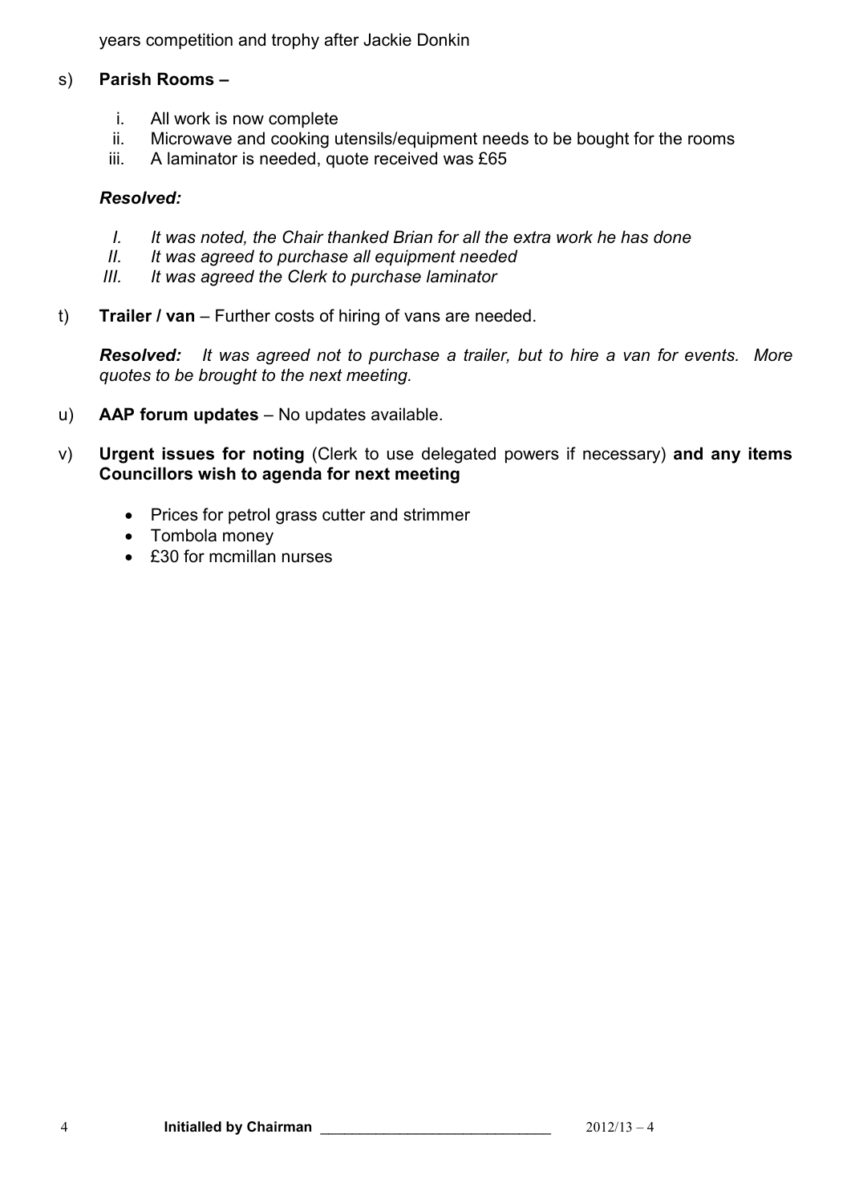years competition and trophy after Jackie Donkin

s) **Parish Rooms –**

   i. All work is now complete
   ii. Microwave and cooking utensils/equipment needs to be bought for the rooms
   iii. A laminator is needed, quote received was £65

   ***Resolved:***

   *I. It was noted, the Chair thanked Brian for all the extra work he has done*
   *II. It was agreed to purchase all equipment needed*
   *III. It was agreed the Clerk to purchase laminator*

t) **Trailer / van** – Further costs of hiring of vans are needed.

   ***Resolved:*** *It was agreed not to purchase a trailer, but to hire a van for events. More quotes to be brought to the next meeting.*

u) **AAP forum updates** – No updates available.

v) **Urgent issues for noting** (Clerk to use delegated powers if necessary) **and any items Councillors wish to agenda for next meeting**

   - Prices for petrol grass cutter and strimmer
   - Tombola money
   - £30 for mcmillan nurses

**Initialled by Chairman** ______________________________ 2012/13 – 4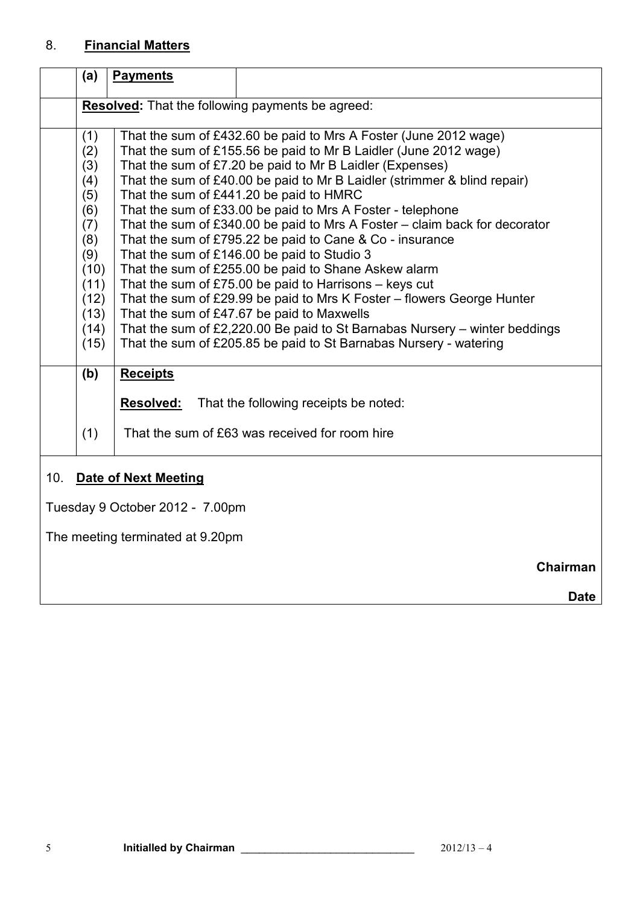## 8. **Financial Matters**

| | | |
|---|---|---|
| **(a)** | **Payments** | |
| **Resolved:** That the following payments be agreed: | | |
| (1) | That the sum of £432.60 be paid to Mrs A Foster (June 2012 wage) | |
| (2) | That the sum of £155.56 be paid to Mr B Laidler (June 2012 wage) | |
| (3) | That the sum of £7.20 be paid to Mr B Laidler (Expenses) | |
| (4) | That the sum of £40.00 be paid to Mr B Laidler (strimmer & blind repair) | |
| (5) | That the sum of £441.20 be paid to HMRC | |
| (6) | That the sum of £33.00 be paid to Mrs A Foster - telephone | |
| (7) | That the sum of £340.00 be paid to Mrs A Foster – claim back for decorator | |
| (8) | That the sum of £795.22 be paid to Cane & Co - insurance | |
| (9) | That the sum of £146.00 be paid to Studio 3 | |
| (10) | That the sum of £255.00 be paid to Shane Askew alarm | |
| (11) | That the sum of £75.00 be paid to Harrisons – keys cut | |
| (12) | That the sum of £29.99 be paid to Mrs K Foster – flowers George Hunter | |
| (13) | That the sum of £47.67 be paid to Maxwells | |
| (14) | That the sum of £2,220.00 Be paid to St Barnabas Nursery – winter beddings | |
| (15) | That the sum of £205.85 be paid to St Barnabas Nursery - watering | |
| **(b)** | **Receipts** | |
| | **Resolved:** That the following receipts be noted: | |
| (1) | That the sum of £63 was received for room hire | |

## 10. **Date of Next Meeting**

Tuesday 9 October 2012 - 7.00pm

The meeting terminated at 9.20pm

**Chairman**

**Date**

**Initialled by Chairman** ______________________________ 2012/13 – 4